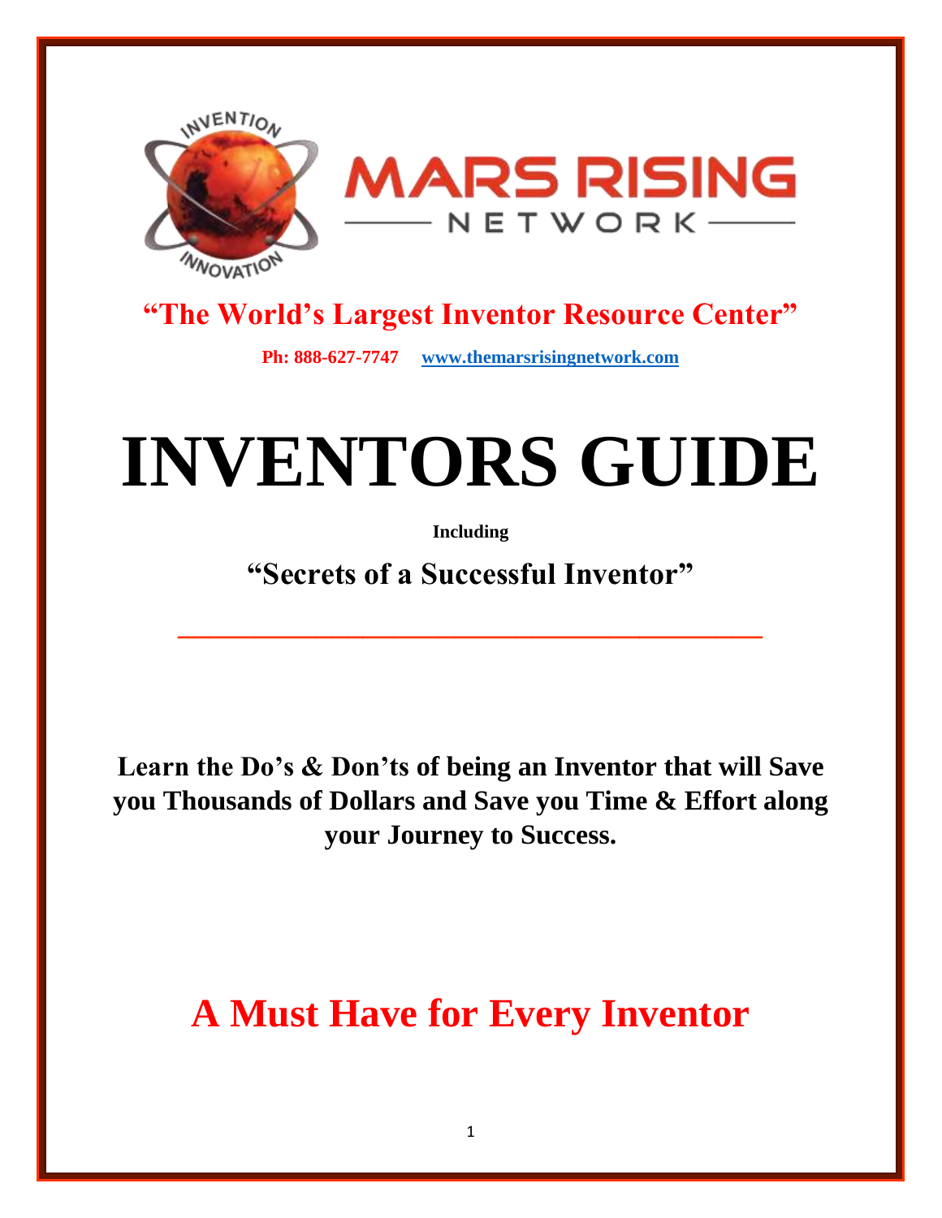INVENTION

INNOVATION

# MARS RISING

NETWORK

**"The World's Largest Inventor Resource Center"**

**Ph: 888-627-7747** **www.themarsrisingnetwork.com**

# INVENTORS GUIDE

**Including**

## "Secrets of a Successful Inventor"

**Learn the Do's & Don'ts of being an Inventor that will Save you Thousands of Dollars and Save you Time & Effort along your Journey to Success.**

## A Must Have for Every Inventor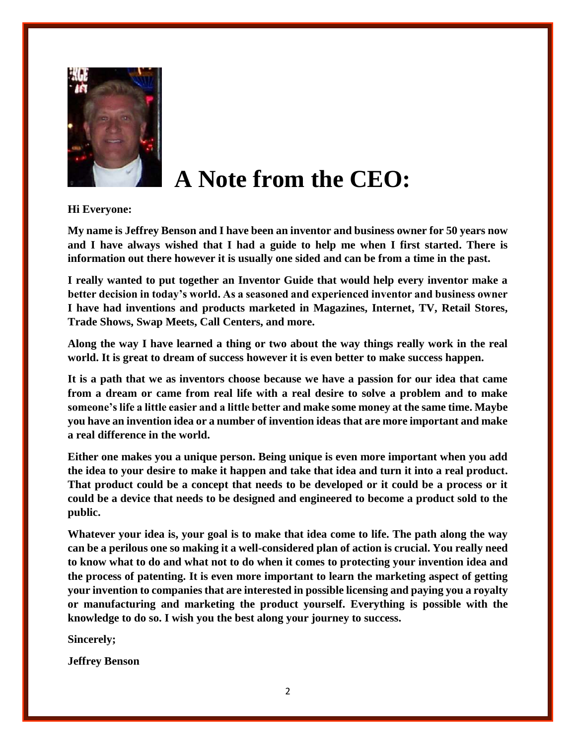# A Note from the CEO:

**Hi Everyone:**

**My name is Jeffrey Benson and I have been an inventor and business owner for 50 years now and I have always wished that I had a guide to help me when I first started. There is information out there however it is usually one sided and can be from a time in the past.**

**I really wanted to put together an Inventor Guide that would help every inventor make a better decision in today's world. As a seasoned and experienced inventor and business owner I have had inventions and products marketed in Magazines, Internet, TV, Retail Stores, Trade Shows, Swap Meets, Call Centers, and more.**

**Along the way I have learned a thing or two about the way things really work in the real world. It is great to dream of success however it is even better to make success happen.**

**It is a path that we as inventors choose because we have a passion for our idea that came from a dream or came from real life with a real desire to solve a problem and to make someone's life a little easier and a little better and make some money at the same time. Maybe you have an invention idea or a number of invention ideas that are more important and make a real difference in the world.**

**Either one makes you a unique person. Being unique is even more important when you add the idea to your desire to make it happen and take that idea and turn it into a real product. That product could be a concept that needs to be developed or it could be a process or it could be a device that needs to be designed and engineered to become a product sold to the public.**

**Whatever your idea is, your goal is to make that idea come to life. The path along the way can be a perilous one so making it a well-considered plan of action is crucial. You really need to know what to do and what not to do when it comes to protecting your invention idea and the process of patenting. It is even more important to learn the marketing aspect of getting your invention to companies that are interested in possible licensing and paying you a royalty or manufacturing and marketing the product yourself. Everything is possible with the knowledge to do so. I wish you the best along your journey to success.**

**Sincerely;**

**Jeffrey Benson**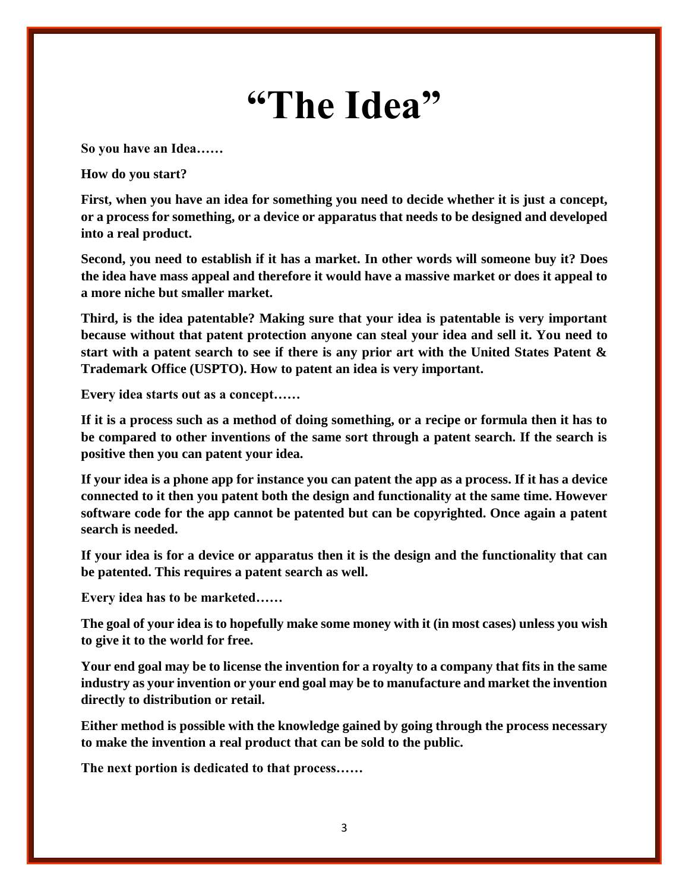# "The Idea"

**So you have an Idea……**

**How do you start?**

**First, when you have an idea for something you need to decide whether it is just a concept, or a process for something, or a device or apparatus that needs to be designed and developed into a real product.**

**Second, you need to establish if it has a market. In other words will someone buy it? Does the idea have mass appeal and therefore it would have a massive market or does it appeal to a more niche but smaller market.**

**Third, is the idea patentable? Making sure that your idea is patentable is very important because without that patent protection anyone can steal your idea and sell it. You need to start with a patent search to see if there is any prior art with the United States Patent & Trademark Office (USPTO). How to patent an idea is very important.**

**Every idea starts out as a concept……**

**If it is a process such as a method of doing something, or a recipe or formula then it has to be compared to other inventions of the same sort through a patent search. If the search is positive then you can patent your idea.**

**If your idea is a phone app for instance you can patent the app as a process. If it has a device connected to it then you patent both the design and functionality at the same time. However software code for the app cannot be patented but can be copyrighted. Once again a patent search is needed.**

**If your idea is for a device or apparatus then it is the design and the functionality that can be patented. This requires a patent search as well.**

**Every idea has to be marketed……**

**The goal of your idea is to hopefully make some money with it (in most cases) unless you wish to give it to the world for free.**

**Your end goal may be to license the invention for a royalty to a company that fits in the same industry as your invention or your end goal may be to manufacture and market the invention directly to distribution or retail.**

**Either method is possible with the knowledge gained by going through the process necessary to make the invention a real product that can be sold to the public.**

**The next portion is dedicated to that process……**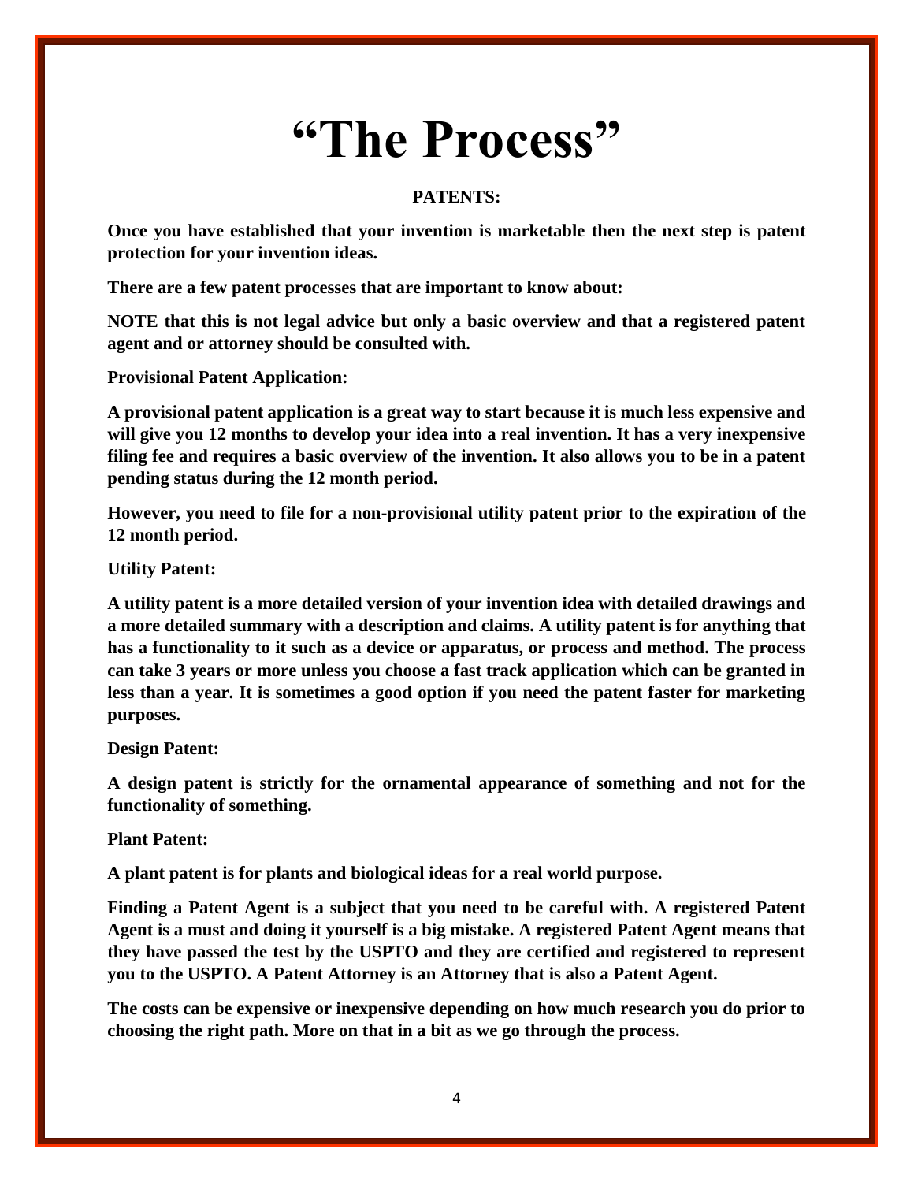# “The Process”

## PATENTS:

**Once you have established that your invention is marketable then the next step is patent protection for your invention ideas.**

**There are a few patent processes that are important to know about:**

**NOTE that this is not legal advice but only a basic overview and that a registered patent agent and or attorney should be consulted with.**

**Provisional Patent Application:**

**A provisional patent application is a great way to start because it is much less expensive and will give you 12 months to develop your idea into a real invention. It has a very inexpensive filing fee and requires a basic overview of the invention. It also allows you to be in a patent pending status during the 12 month period.**

**However, you need to file for a non-provisional utility patent prior to the expiration of the 12 month period.**

**Utility Patent:**

**A utility patent is a more detailed version of your invention idea with detailed drawings and a more detailed summary with a description and claims. A utility patent is for anything that has a functionality to it such as a device or apparatus, or process and method. The process can take 3 years or more unless you choose a fast track application which can be granted in less than a year. It is sometimes a good option if you need the patent faster for marketing purposes.**

**Design Patent:**

**A design patent is strictly for the ornamental appearance of something and not for the functionality of something.**

**Plant Patent:**

**A plant patent is for plants and biological ideas for a real world purpose.**

**Finding a Patent Agent is a subject that you need to be careful with. A registered Patent Agent is a must and doing it yourself is a big mistake. A registered Patent Agent means that they have passed the test by the USPTO and they are certified and registered to represent you to the USPTO. A Patent Attorney is an Attorney that is also a Patent Agent.**

**The costs can be expensive or inexpensive depending on how much research you do prior to choosing the right path. More on that in a bit as we go through the process.**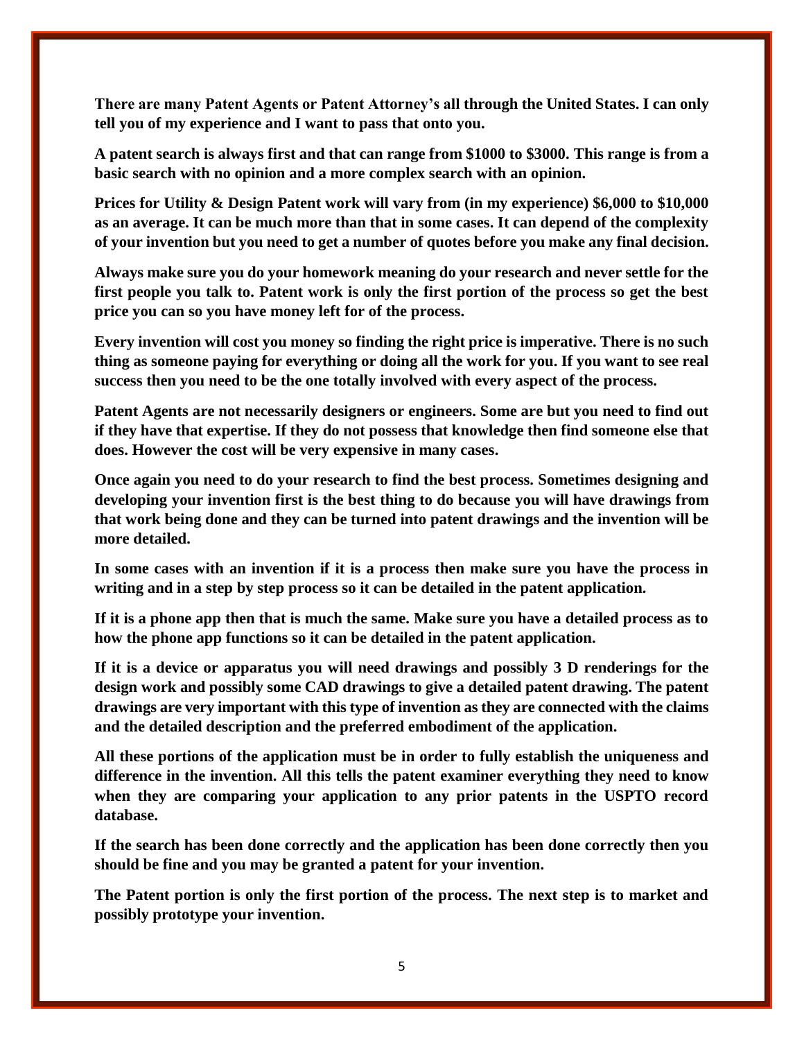**There are many Patent Agents or Patent Attorney's all through the United States. I can only tell you of my experience and I want to pass that onto you.**

**A patent search is always first and that can range from $1000 to $3000. This range is from a basic search with no opinion and a more complex search with an opinion.**

**Prices for Utility & Design Patent work will vary from (in my experience) $6,000 to $10,000 as an average. It can be much more than that in some cases. It can depend of the complexity of your invention but you need to get a number of quotes before you make any final decision.**

**Always make sure you do your homework meaning do your research and never settle for the first people you talk to. Patent work is only the first portion of the process so get the best price you can so you have money left for of the process.**

**Every invention will cost you money so finding the right price is imperative. There is no such thing as someone paying for everything or doing all the work for you. If you want to see real success then you need to be the one totally involved with every aspect of the process.**

**Patent Agents are not necessarily designers or engineers. Some are but you need to find out if they have that expertise. If they do not possess that knowledge then find someone else that does. However the cost will be very expensive in many cases.**

**Once again you need to do your research to find the best process. Sometimes designing and developing your invention first is the best thing to do because you will have drawings from that work being done and they can be turned into patent drawings and the invention will be more detailed.**

**In some cases with an invention if it is a process then make sure you have the process in writing and in a step by step process so it can be detailed in the patent application.**

**If it is a phone app then that is much the same. Make sure you have a detailed process as to how the phone app functions so it can be detailed in the patent application.**

**If it is a device or apparatus you will need drawings and possibly 3 D renderings for the design work and possibly some CAD drawings to give a detailed patent drawing. The patent drawings are very important with this type of invention as they are connected with the claims and the detailed description and the preferred embodiment of the application.**

**All these portions of the application must be in order to fully establish the uniqueness and difference in the invention. All this tells the patent examiner everything they need to know when they are comparing your application to any prior patents in the USPTO record database.**

**If the search has been done correctly and the application has been done correctly then you should be fine and you may be granted a patent for your invention.**

**The Patent portion is only the first portion of the process. The next step is to market and possibly prototype your invention.**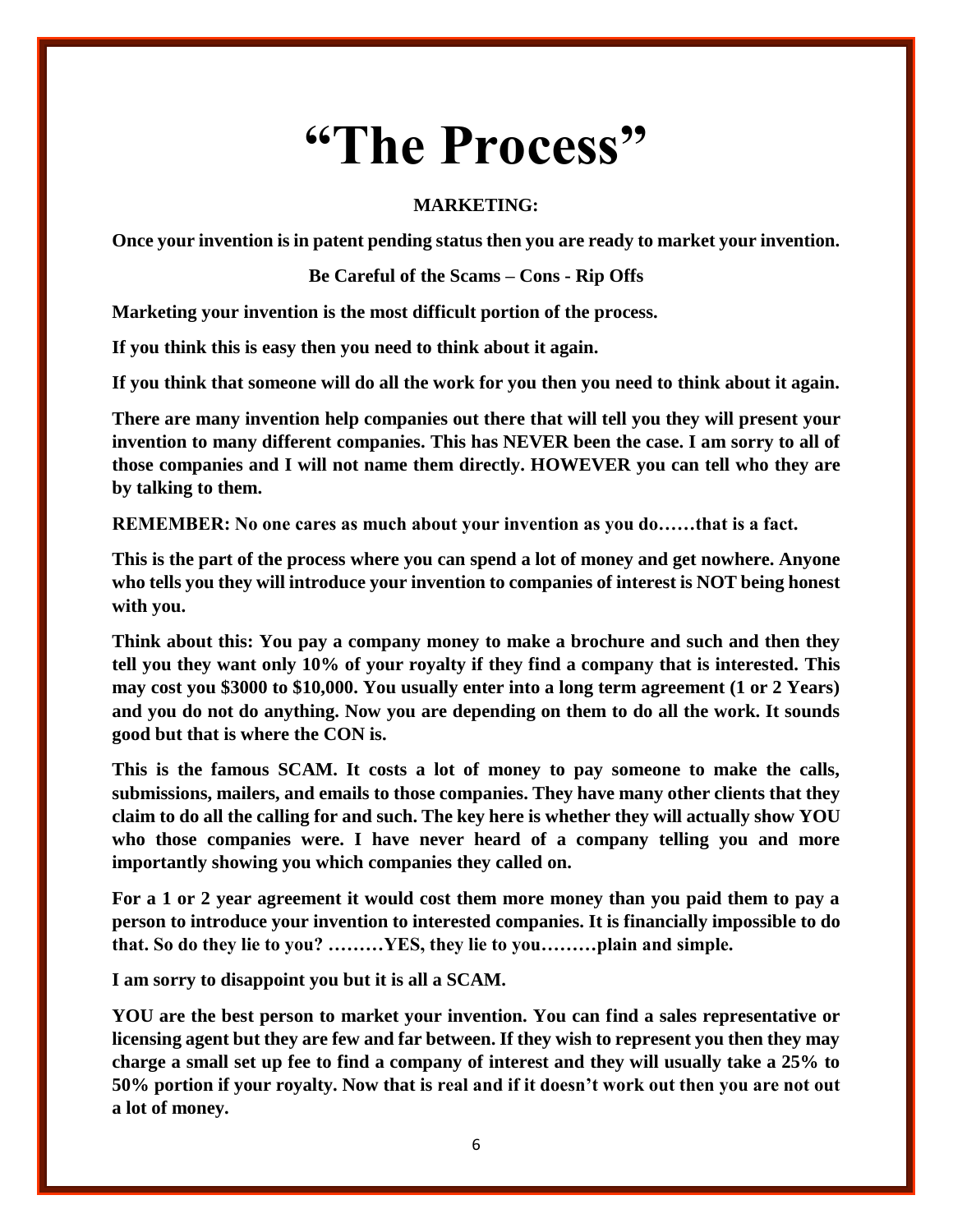# "The Process"

**MARKETING:**

**Once your invention is in patent pending status then you are ready to market your invention.**

**Be Careful of the Scams – Cons - Rip Offs**

**Marketing your invention is the most difficult portion of the process.**

**If you think this is easy then you need to think about it again.**

**If you think that someone will do all the work for you then you need to think about it again.**

**There are many invention help companies out there that will tell you they will present your invention to many different companies. This has NEVER been the case. I am sorry to all of those companies and I will not name them directly. HOWEVER you can tell who they are by talking to them.**

**REMEMBER: No one cares as much about your invention as you do……that is a fact.**

**This is the part of the process where you can spend a lot of money and get nowhere. Anyone who tells you they will introduce your invention to companies of interest is NOT being honest with you.**

**Think about this: You pay a company money to make a brochure and such and then they tell you they want only 10% of your royalty if they find a company that is interested. This may cost you $3000 to $10,000. You usually enter into a long term agreement (1 or 2 Years) and you do not do anything. Now you are depending on them to do all the work. It sounds good but that is where the CON is.**

**This is the famous SCAM. It costs a lot of money to pay someone to make the calls, submissions, mailers, and emails to those companies. They have many other clients that they claim to do all the calling for and such. The key here is whether they will actually show YOU who those companies were. I have never heard of a company telling you and more importantly showing you which companies they called on.**

**For a 1 or 2 year agreement it would cost them more money than you paid them to pay a person to introduce your invention to interested companies. It is financially impossible to do that. So do they lie to you? ………YES, they lie to you………plain and simple.**

**I am sorry to disappoint you but it is all a SCAM.**

**YOU are the best person to market your invention. You can find a sales representative or licensing agent but they are few and far between. If they wish to represent you then they may charge a small set up fee to find a company of interest and they will usually take a 25% to 50% portion if your royalty. Now that is real and if it doesn't work out then you are not out a lot of money.**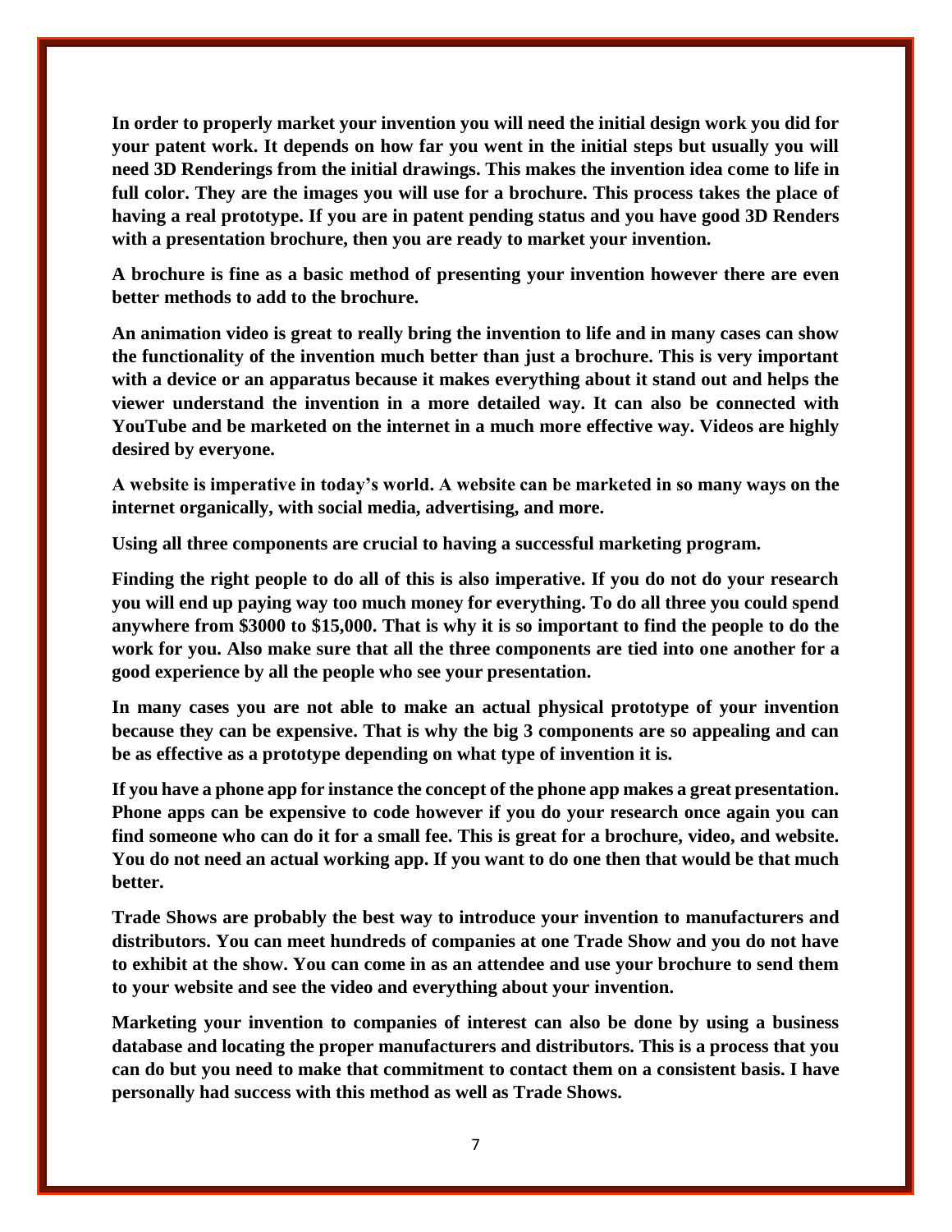**In order to properly market your invention you will need the initial design work you did for your patent work. It depends on how far you went in the initial steps but usually you will need 3D Renderings from the initial drawings. This makes the invention idea come to life in full color. They are the images you will use for a brochure. This process takes the place of having a real prototype. If you are in patent pending status and you have good 3D Renders with a presentation brochure, then you are ready to market your invention.**

**A brochure is fine as a basic method of presenting your invention however there are even better methods to add to the brochure.**

**An animation video is great to really bring the invention to life and in many cases can show the functionality of the invention much better than just a brochure. This is very important with a device or an apparatus because it makes everything about it stand out and helps the viewer understand the invention in a more detailed way. It can also be connected with YouTube and be marketed on the internet in a much more effective way. Videos are highly desired by everyone.**

**A website is imperative in today's world. A website can be marketed in so many ways on the internet organically, with social media, advertising, and more.**

**Using all three components are crucial to having a successful marketing program.**

**Finding the right people to do all of this is also imperative. If you do not do your research you will end up paying way too much money for everything. To do all three you could spend anywhere from $3000 to $15,000. That is why it is so important to find the people to do the work for you. Also make sure that all the three components are tied into one another for a good experience by all the people who see your presentation.**

**In many cases you are not able to make an actual physical prototype of your invention because they can be expensive. That is why the big 3 components are so appealing and can be as effective as a prototype depending on what type of invention it is.**

**If you have a phone app for instance the concept of the phone app makes a great presentation. Phone apps can be expensive to code however if you do your research once again you can find someone who can do it for a small fee. This is great for a brochure, video, and website. You do not need an actual working app. If you want to do one then that would be that much better.**

**Trade Shows are probably the best way to introduce your invention to manufacturers and distributors. You can meet hundreds of companies at one Trade Show and you do not have to exhibit at the show. You can come in as an attendee and use your brochure to send them to your website and see the video and everything about your invention.**

**Marketing your invention to companies of interest can also be done by using a business database and locating the proper manufacturers and distributors. This is a process that you can do but you need to make that commitment to contact them on a consistent basis. I have personally had success with this method as well as Trade Shows.**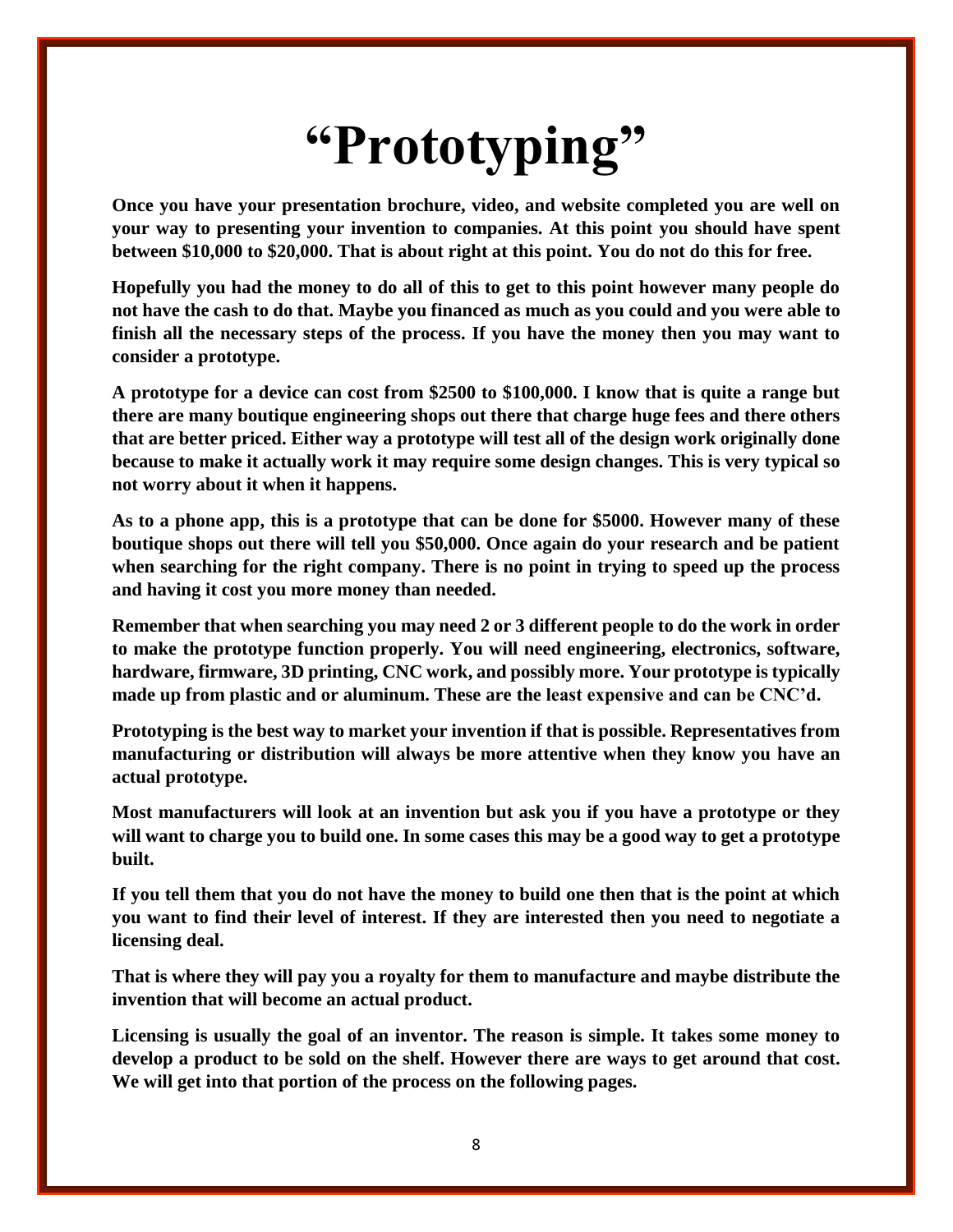# “Prototyping”

**Once you have your presentation brochure, video, and website completed you are well on your way to presenting your invention to companies. At this point you should have spent between $10,000 to $20,000. That is about right at this point. You do not do this for free.**

**Hopefully you had the money to do all of this to get to this point however many people do not have the cash to do that. Maybe you financed as much as you could and you were able to finish all the necessary steps of the process. If you have the money then you may want to consider a prototype.**

**A prototype for a device can cost from $2500 to $100,000. I know that is quite a range but there are many boutique engineering shops out there that charge huge fees and there others that are better priced. Either way a prototype will test all of the design work originally done because to make it actually work it may require some design changes. This is very typical so not worry about it when it happens.**

**As to a phone app, this is a prototype that can be done for $5000. However many of these boutique shops out there will tell you $50,000. Once again do your research and be patient when searching for the right company. There is no point in trying to speed up the process and having it cost you more money than needed.**

**Remember that when searching you may need 2 or 3 different people to do the work in order to make the prototype function properly. You will need engineering, electronics, software, hardware, firmware, 3D printing, CNC work, and possibly more. Your prototype is typically made up from plastic and or aluminum. These are the least expensive and can be CNC’d.**

**Prototyping is the best way to market your invention if that is possible. Representatives from manufacturing or distribution will always be more attentive when they know you have an actual prototype.**

**Most manufacturers will look at an invention but ask you if you have a prototype or they will want to charge you to build one. In some cases this may be a good way to get a prototype built.**

**If you tell them that you do not have the money to build one then that is the point at which you want to find their level of interest. If they are interested then you need to negotiate a licensing deal.**

**That is where they will pay you a royalty for them to manufacture and maybe distribute the invention that will become an actual product.**

**Licensing is usually the goal of an inventor. The reason is simple. It takes some money to develop a product to be sold on the shelf. However there are ways to get around that cost. We will get into that portion of the process on the following pages.**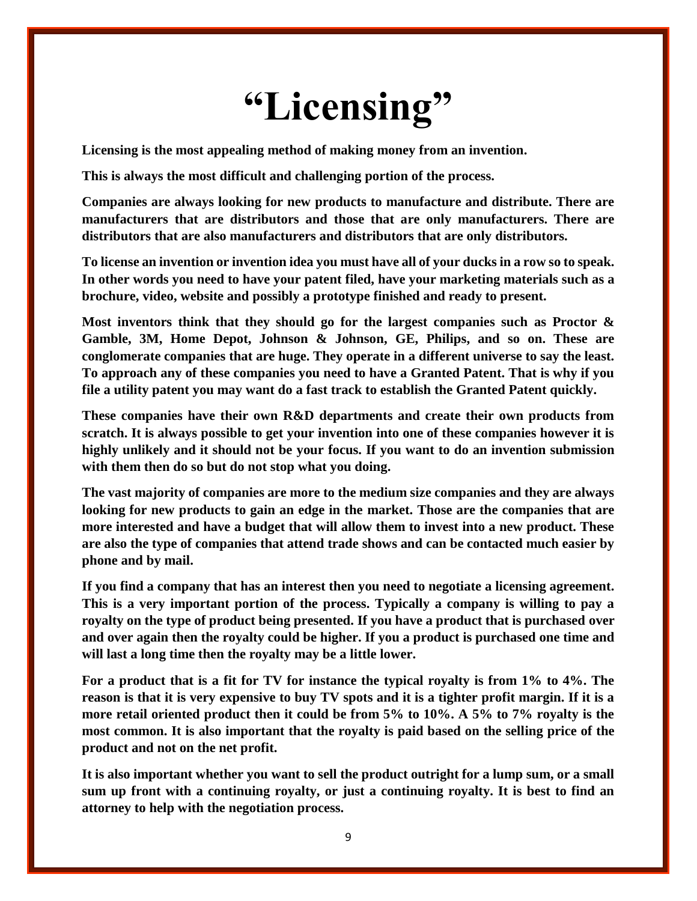# “Licensing”

**Licensing is the most appealing method of making money from an invention.**

**This is always the most difficult and challenging portion of the process.**

**Companies are always looking for new products to manufacture and distribute. There are manufacturers that are distributors and those that are only manufacturers. There are distributors that are also manufacturers and distributors that are only distributors.**

**To license an invention or invention idea you must have all of your ducks in a row so to speak. In other words you need to have your patent filed, have your marketing materials such as a brochure, video, website and possibly a prototype finished and ready to present.**

**Most inventors think that they should go for the largest companies such as Proctor & Gamble, 3M, Home Depot, Johnson & Johnson, GE, Philips, and so on. These are conglomerate companies that are huge. They operate in a different universe to say the least. To approach any of these companies you need to have a Granted Patent. That is why if you file a utility patent you may want do a fast track to establish the Granted Patent quickly.**

**These companies have their own R&D departments and create their own products from scratch. It is always possible to get your invention into one of these companies however it is highly unlikely and it should not be your focus. If you want to do an invention submission with them then do so but do not stop what you doing.**

**The vast majority of companies are more to the medium size companies and they are always looking for new products to gain an edge in the market. Those are the companies that are more interested and have a budget that will allow them to invest into a new product. These are also the type of companies that attend trade shows and can be contacted much easier by phone and by mail.**

**If you find a company that has an interest then you need to negotiate a licensing agreement. This is a very important portion of the process. Typically a company is willing to pay a royalty on the type of product being presented. If you have a product that is purchased over and over again then the royalty could be higher. If you a product is purchased one time and will last a long time then the royalty may be a little lower.**

**For a product that is a fit for TV for instance the typical royalty is from 1% to 4%. The reason is that it is very expensive to buy TV spots and it is a tighter profit margin. If it is a more retail oriented product then it could be from 5% to 10%. A 5% to 7% royalty is the most common. It is also important that the royalty is paid based on the selling price of the product and not on the net profit.**

**It is also important whether you want to sell the product outright for a lump sum, or a small sum up front with a continuing royalty, or just a continuing royalty. It is best to find an attorney to help with the negotiation process.**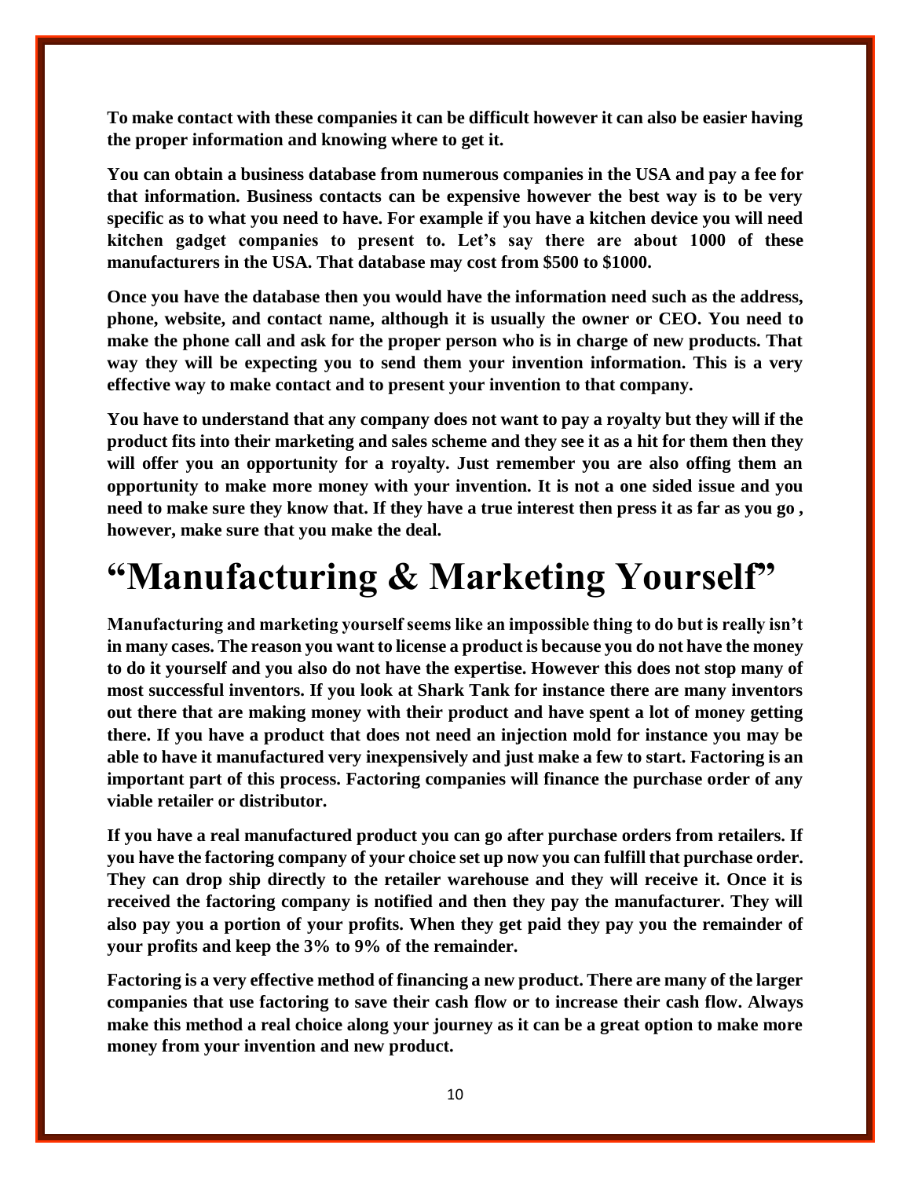**To make contact with these companies it can be difficult however it can also be easier having the proper information and knowing where to get it.**

**You can obtain a business database from numerous companies in the USA and pay a fee for that information. Business contacts can be expensive however the best way is to be very specific as to what you need to have. For example if you have a kitchen device you will need kitchen gadget companies to present to. Let's say there are about 1000 of these manufacturers in the USA. That database may cost from $500 to $1000.**

**Once you have the database then you would have the information need such as the address, phone, website, and contact name, although it is usually the owner or CEO. You need to make the phone call and ask for the proper person who is in charge of new products. That way they will be expecting you to send them your invention information. This is a very effective way to make contact and to present your invention to that company.**

**You have to understand that any company does not want to pay a royalty but they will if the product fits into their marketing and sales scheme and they see it as a hit for them then they will offer you an opportunity for a royalty. Just remember you are also offing them an opportunity to make more money with your invention. It is not a one sided issue and you need to make sure they know that. If they have a true interest then press it as far as you go , however, make sure that you make the deal.**

# "Manufacturing & Marketing Yourself"

**Manufacturing and marketing yourself seems like an impossible thing to do but is really isn't in many cases. The reason you want to license a product is because you do not have the money to do it yourself and you also do not have the expertise. However this does not stop many of most successful inventors. If you look at Shark Tank for instance there are many inventors out there that are making money with their product and have spent a lot of money getting there. If you have a product that does not need an injection mold for instance you may be able to have it manufactured very inexpensively and just make a few to start. Factoring is an important part of this process. Factoring companies will finance the purchase order of any viable retailer or distributor.**

**If you have a real manufactured product you can go after purchase orders from retailers. If you have the factoring company of your choice set up now you can fulfill that purchase order. They can drop ship directly to the retailer warehouse and they will receive it. Once it is received the factoring company is notified and then they pay the manufacturer. They will also pay you a portion of your profits. When they get paid they pay you the remainder of your profits and keep the 3% to 9% of the remainder.**

**Factoring is a very effective method of financing a new product. There are many of the larger companies that use factoring to save their cash flow or to increase their cash flow. Always make this method a real choice along your journey as it can be a great option to make more money from your invention and new product.**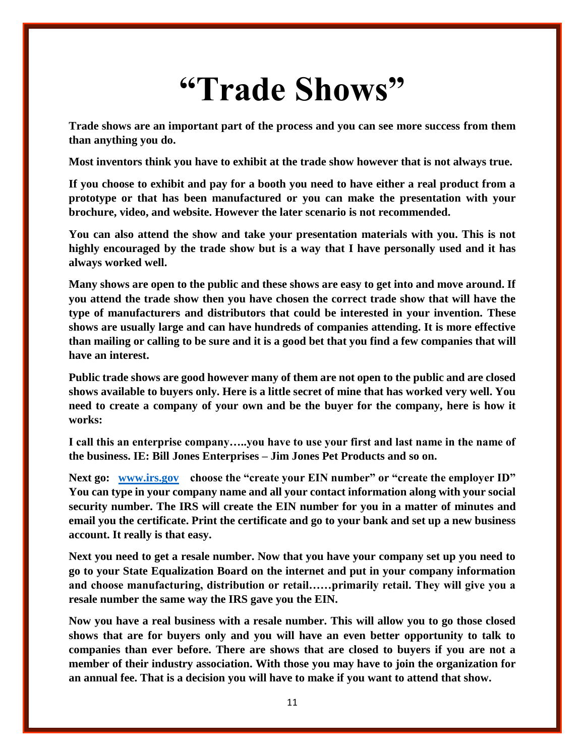# “Trade Shows”

**Trade shows are an important part of the process and you can see more success from them than anything you do.**

**Most inventors think you have to exhibit at the trade show however that is not always true.**

**If you choose to exhibit and pay for a booth you need to have either a real product from a prototype or that has been manufactured or you can make the presentation with your brochure, video, and website. However the later scenario is not recommended.**

**You can also attend the show and take your presentation materials with you. This is not highly encouraged by the trade show but is a way that I have personally used and it has always worked well.**

**Many shows are open to the public and these shows are easy to get into and move around. If you attend the trade show then you have chosen the correct trade show that will have the type of manufacturers and distributors that could be interested in your invention. These shows are usually large and can have hundreds of companies attending. It is more effective than mailing or calling to be sure and it is a good bet that you find a few companies that will have an interest.**

**Public trade shows are good however many of them are not open to the public and are closed shows available to buyers only. Here is a little secret of mine that has worked very well. You need to create a company of your own and be the buyer for the company, here is how it works:**

**I call this an enterprise company…..you have to use your first and last name in the name of the business. IE: Bill Jones Enterprises – Jim Jones Pet Products and so on.**

**Next go: [www.irs.gov](http://www.irs.gov) choose the “create your EIN number” or “create the employer ID” You can type in your company name and all your contact information along with your social security number. The IRS will create the EIN number for you in a matter of minutes and email you the certificate. Print the certificate and go to your bank and set up a new business account. It really is that easy.**

**Next you need to get a resale number. Now that you have your company set up you need to go to your State Equalization Board on the internet and put in your company information and choose manufacturing, distribution or retail……primarily retail. They will give you a resale number the same way the IRS gave you the EIN.**

**Now you have a real business with a resale number. This will allow you to go those closed shows that are for buyers only and you will have an even better opportunity to talk to companies than ever before. There are shows that are closed to buyers if you are not a member of their industry association. With those you may have to join the organization for an annual fee. That is a decision you will have to make if you want to attend that show.**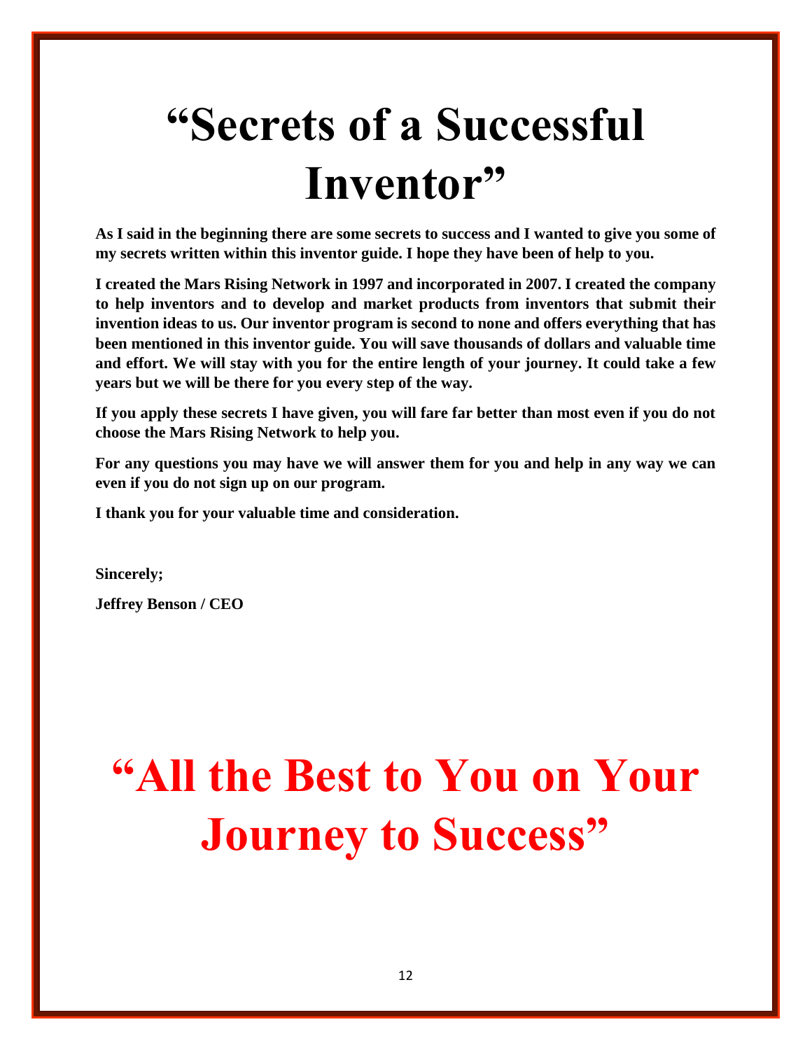# "Secrets of a Successful Inventor"

**As I said in the beginning there are some secrets to success and I wanted to give you some of my secrets written within this inventor guide. I hope they have been of help to you.**

**I created the Mars Rising Network in 1997 and incorporated in 2007. I created the company to help inventors and to develop and market products from inventors that submit their invention ideas to us. Our inventor program is second to none and offers everything that has been mentioned in this inventor guide. You will save thousands of dollars and valuable time and effort. We will stay with you for the entire length of your journey. It could take a few years but we will be there for you every step of the way.**

**If you apply these secrets I have given, you will fare far better than most even if you do not choose the Mars Rising Network to help you.**

**For any questions you may have we will answer them for you and help in any way we can even if you do not sign up on our program.**

**I thank you for your valuable time and consideration.**

**Sincerely;**

**Jeffrey Benson / CEO**

# "All the Best to You on Your Journey to Success"